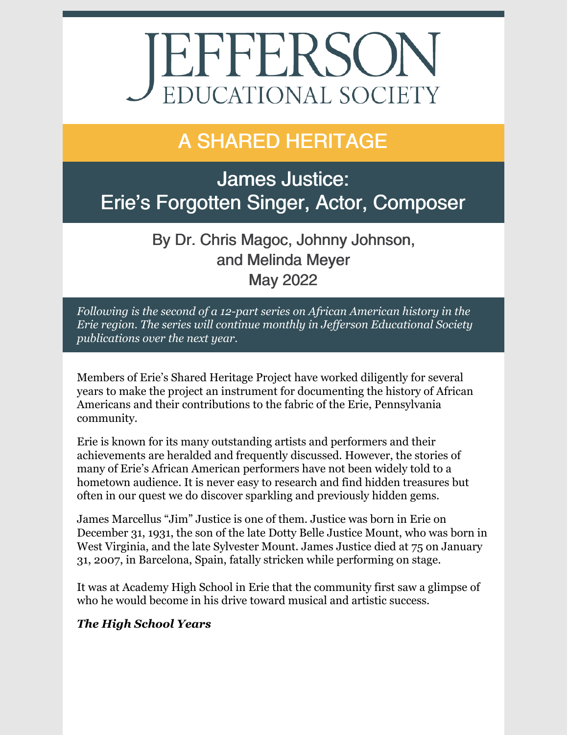# JEFFERSON EDUCATIONAL SOCIETY

## A SHARED HERITAGE

## James Justice: Erie's Forgotten Singer, Actor, Composer

By Dr. Chris Magoc, Johnny Johnson, and Melinda Meyer
May 2022

*Following is the second of a 12-part series on African American history in the Erie region. The series will continue monthly in Jefferson Educational Society publications over the next year.*

Members of Erie's Shared Heritage Project have worked diligently for several years to make the project an instrument for documenting the history of African Americans and their contributions to the fabric of the Erie, Pennsylvania community.

Erie is known for its many outstanding artists and performers and their achievements are heralded and frequently discussed. However, the stories of many of Erie's African American performers have not been widely told to a hometown audience. It is never easy to research and find hidden treasures but often in our quest we do discover sparkling and previously hidden gems.

James Marcellus "Jim" Justice is one of them. Justice was born in Erie on December 31, 1931, the son of the late Dotty Belle Justice Mount, who was born in West Virginia, and the late Sylvester Mount. James Justice died at 75 on January 31, 2007, in Barcelona, Spain, fatally stricken while performing on stage.

It was at Academy High School in Erie that the community first saw a glimpse of who he would become in his drive toward musical and artistic success.

***The High School Years***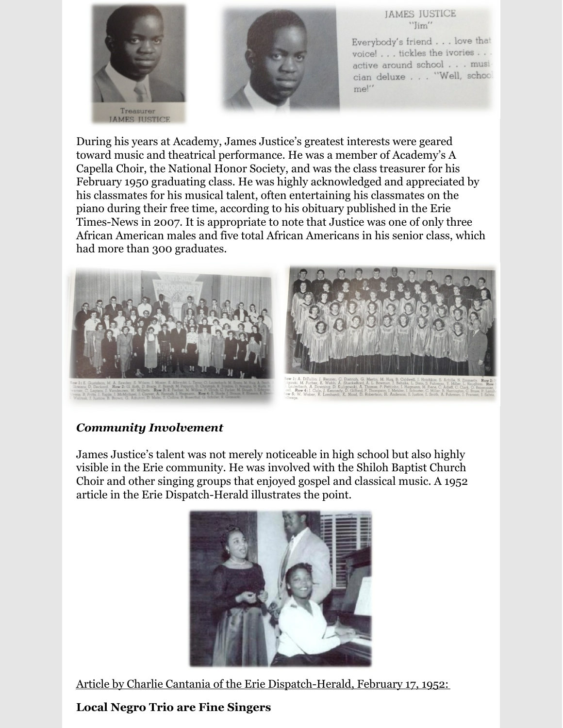Treasurer
JAMES JUSTICE

JAMES JUSTICE
"Jim"

Everybody's friend . . . love that voice! . . . tickles the ivories . . . active around school . . . musician deluxe . . . "Well, school me!"

During his years at Academy, James Justice's greatest interests were geared toward music and theatrical performance. He was a member of Academy's A Capella Choir, the National Honor Society, and was the class treasurer for his February 1950 graduating class. He was highly acknowledged and appreciated by his classmates for his musical talent, often entertaining his classmates on the piano during their free time, according to his obituary published in the Erie Times-News in 2007. It is appropriate to note that Justice was one of only three African American males and five total African Americans in his senior class, which had more than 300 graduates.

### *Community Involvement*

James Justice's talent was not merely noticeable in high school but also highly visible in the Erie community. He was involved with the Shiloh Baptist Church Choir and other singing groups that enjoyed gospel and classical music. A 1952 article in the Erie Dispatch-Herald illustrates the point.

Article by Charlie Cantania of the Erie Dispatch-Herald, February 17, 1952:

**Local Negro Trio are Fine Singers**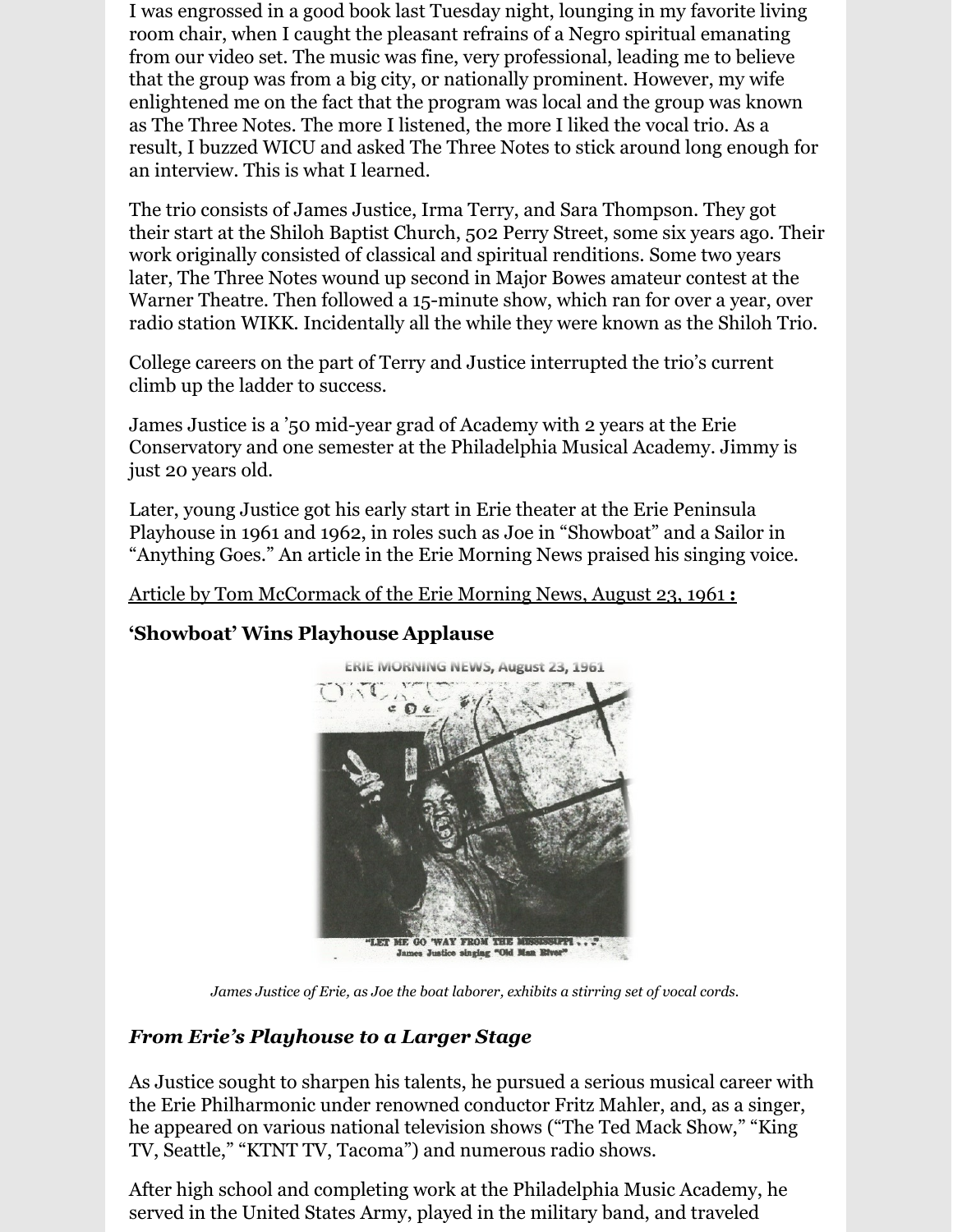I was engrossed in a good book last Tuesday night, lounging in my favorite living room chair, when I caught the pleasant refrains of a Negro spiritual emanating from our video set. The music was fine, very professional, leading me to believe that the group was from a big city, or nationally prominent. However, my wife enlightened me on the fact that the program was local and the group was known as The Three Notes. The more I listened, the more I liked the vocal trio. As a result, I buzzed WICU and asked The Three Notes to stick around long enough for an interview. This is what I learned.

The trio consists of James Justice, Irma Terry, and Sara Thompson. They got their start at the Shiloh Baptist Church, 502 Perry Street, some six years ago. Their work originally consisted of classical and spiritual renditions. Some two years later, The Three Notes wound up second in Major Bowes amateur contest at the Warner Theatre. Then followed a 15-minute show, which ran for over a year, over radio station WIKK. Incidentally all the while they were known as the Shiloh Trio.

College careers on the part of Terry and Justice interrupted the trio's current climb up the ladder to success.

James Justice is a '50 mid-year grad of Academy with 2 years at the Erie Conservatory and one semester at the Philadelphia Musical Academy. Jimmy is just 20 years old.

Later, young Justice got his early start in Erie theater at the Erie Peninsula Playhouse in 1961 and 1962, in roles such as Joe in "Showboat" and a Sailor in "Anything Goes." An article in the Erie Morning News praised his singing voice.

Article by Tom McCormack of the Erie Morning News, August 23, 1961 **:**

**'Showboat' Wins Playhouse Applause**

ERIE MORNING NEWS, August 23, 1961

"LET ME GO 'WAY FROM THE MISSISSIPPI . . ." James Justice singing "Old Man River"

*James Justice of Erie, as Joe the boat laborer, exhibits a stirring set of vocal cords.*

## *From Erie's Playhouse to a Larger Stage*

As Justice sought to sharpen his talents, he pursued a serious musical career with the Erie Philharmonic under renowned conductor Fritz Mahler, and, as a singer, he appeared on various national television shows ("The Ted Mack Show," "King TV, Seattle," "KTNT TV, Tacoma") and numerous radio shows.

After high school and completing work at the Philadelphia Music Academy, he served in the United States Army, played in the military band, and traveled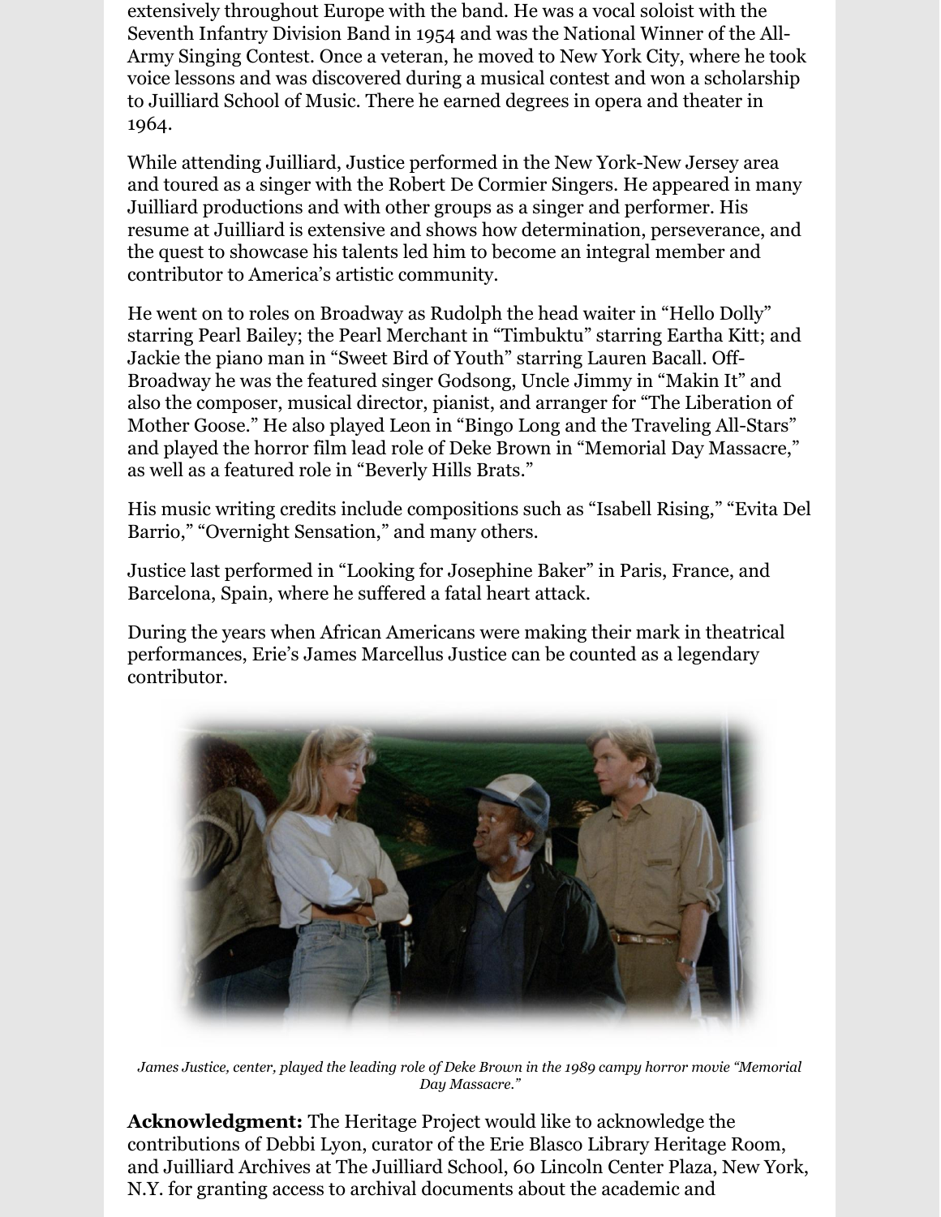extensively throughout Europe with the band. He was a vocal soloist with the Seventh Infantry Division Band in 1954 and was the National Winner of the All-Army Singing Contest. Once a veteran, he moved to New York City, where he took voice lessons and was discovered during a musical contest and won a scholarship to Juilliard School of Music. There he earned degrees in opera and theater in 1964.

While attending Juilliard, Justice performed in the New York-New Jersey area and toured as a singer with the Robert De Cormier Singers. He appeared in many Juilliard productions and with other groups as a singer and performer. His resume at Juilliard is extensive and shows how determination, perseverance, and the quest to showcase his talents led him to become an integral member and contributor to America's artistic community.

He went on to roles on Broadway as Rudolph the head waiter in "Hello Dolly" starring Pearl Bailey; the Pearl Merchant in "Timbuktu" starring Eartha Kitt; and Jackie the piano man in "Sweet Bird of Youth" starring Lauren Bacall. Off-Broadway he was the featured singer Godsong, Uncle Jimmy in "Makin It" and also the composer, musical director, pianist, and arranger for "The Liberation of Mother Goose." He also played Leon in "Bingo Long and the Traveling All-Stars" and played the horror film lead role of Deke Brown in "Memorial Day Massacre," as well as a featured role in "Beverly Hills Brats."

His music writing credits include compositions such as "Isabell Rising," "Evita Del Barrio," "Overnight Sensation," and many others.

Justice last performed in "Looking for Josephine Baker" in Paris, France, and Barcelona, Spain, where he suffered a fatal heart attack.

During the years when African Americans were making their mark in theatrical performances, Erie's James Marcellus Justice can be counted as a legendary contributor.

*James Justice, center, played the leading role of Deke Brown in the 1989 campy horror movie "Memorial Day Massacre."*

**Acknowledgment:** The Heritage Project would like to acknowledge the contributions of Debbi Lyon, curator of the Erie Blasco Library Heritage Room, and Juilliard Archives at The Juilliard School, 60 Lincoln Center Plaza, New York, N.Y. for granting access to archival documents about the academic and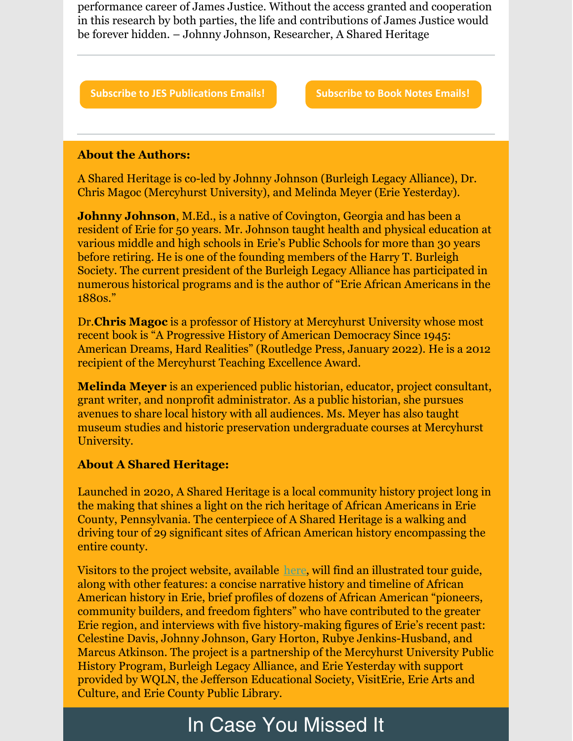performance career of James Justice. Without the access granted and cooperation in this research by both parties, the life and contributions of James Justice would be forever hidden. – Johnny Johnson, Researcher, A Shared Heritage

---

Subscribe to JES Publications Emails!

Subscribe to Book Notes Emails!

---

**About the Authors:**

A Shared Heritage is co-led by Johnny Johnson (Burleigh Legacy Alliance), Dr. Chris Magoc (Mercyhurst University), and Melinda Meyer (Erie Yesterday).

**Johnny Johnson**, M.Ed., is a native of Covington, Georgia and has been a resident of Erie for 50 years. Mr. Johnson taught health and physical education at various middle and high schools in Erie's Public Schools for more than 30 years before retiring. He is one of the founding members of the Harry T. Burleigh Society. The current president of the Burleigh Legacy Alliance has participated in numerous historical programs and is the author of "Erie African Americans in the 1880s."

Dr.**Chris Magoc** is a professor of History at Mercyhurst University whose most recent book is "A Progressive History of American Democracy Since 1945: American Dreams, Hard Realities" (Routledge Press, January 2022). He is a 2012 recipient of the Mercyhurst Teaching Excellence Award.

**Melinda Meyer** is an experienced public historian, educator, project consultant, grant writer, and nonprofit administrator. As a public historian, she pursues avenues to share local history with all audiences. Ms. Meyer has also taught museum studies and historic preservation undergraduate courses at Mercyhurst University.

**About A Shared Heritage:**

Launched in 2020, A Shared Heritage is a local community history project long in the making that shines a light on the rich heritage of African Americans in Erie County, Pennsylvania. The centerpiece of A Shared Heritage is a walking and driving tour of 29 significant sites of African American history encompassing the entire county.

Visitors to the project website, available here, will find an illustrated tour guide, along with other features: a concise narrative history and timeline of African American history in Erie, brief profiles of dozens of African American "pioneers, community builders, and freedom fighters" who have contributed to the greater Erie region, and interviews with five history-making figures of Erie's recent past: Celestine Davis, Johnny Johnson, Gary Horton, Rubye Jenkins-Husband, and Marcus Atkinson. The project is a partnership of the Mercyhurst University Public History Program, Burleigh Legacy Alliance, and Erie Yesterday with support provided by WQLN, the Jefferson Educational Society, VisitErie, Erie Arts and Culture, and Erie County Public Library.

## In Case You Missed It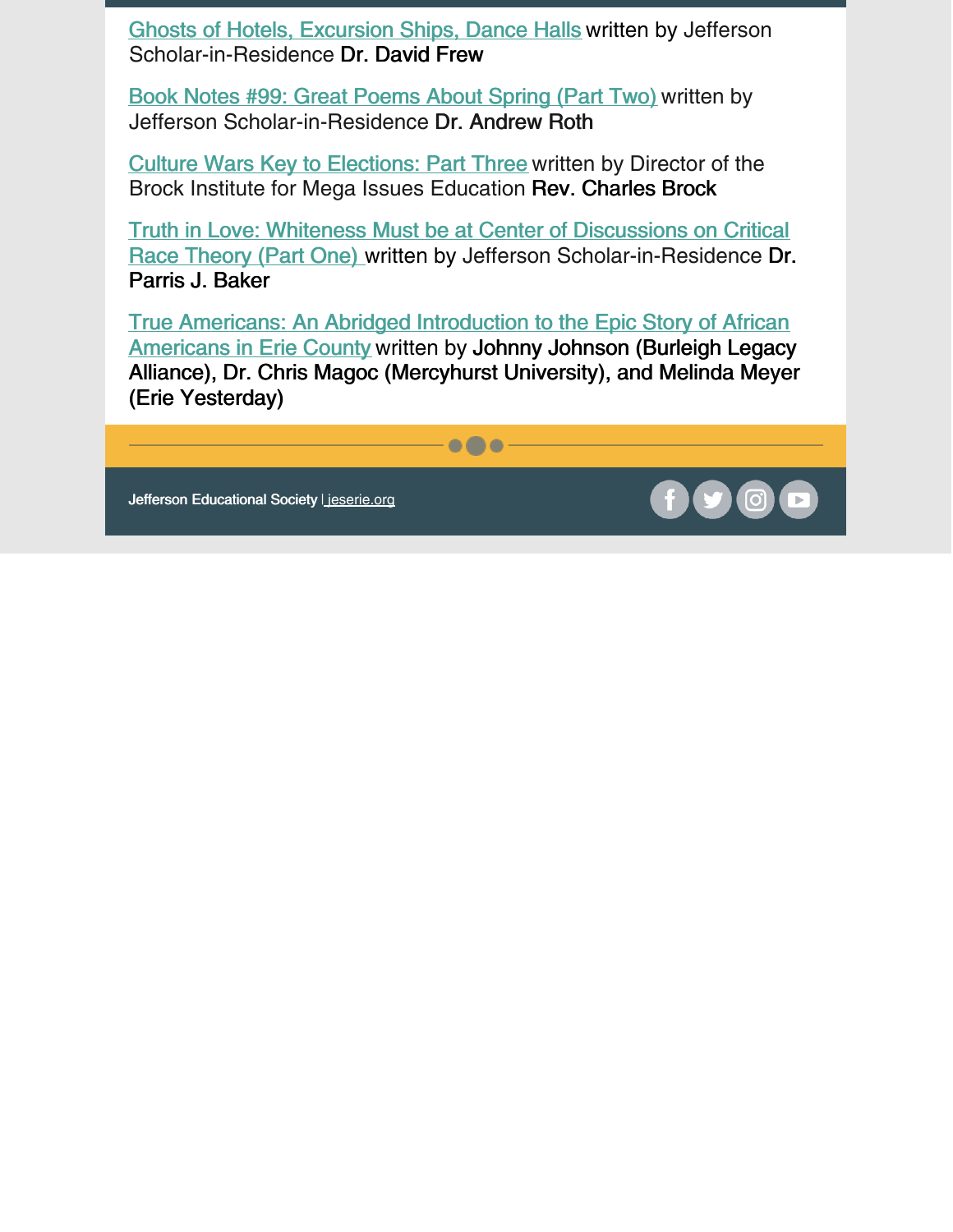Ghosts of Hotels, Excursion Ships, Dance Halls written by Jefferson Scholar-in-Residence **Dr. David Frew**

Book Notes #99: Great Poems About Spring (Part Two) written by Jefferson Scholar-in-Residence **Dr. Andrew Roth**

Culture Wars Key to Elections: Part Three written by Director of the Brock Institute for Mega Issues Education **Rev. Charles Brock**

Truth in Love: Whiteness Must be at Center of Discussions on Critical Race Theory (Part One) written by Jefferson Scholar-in-Residence **Dr. Parris J. Baker**

True Americans: An Abridged Introduction to the Epic Story of African Americans in Erie County written by **Johnny Johnson (Burleigh Legacy Alliance), Dr. Chris Magoc (Mercyhurst University), and Melinda Meyer (Erie Yesterday)**

**Jefferson Educational Society** | jeserie.org